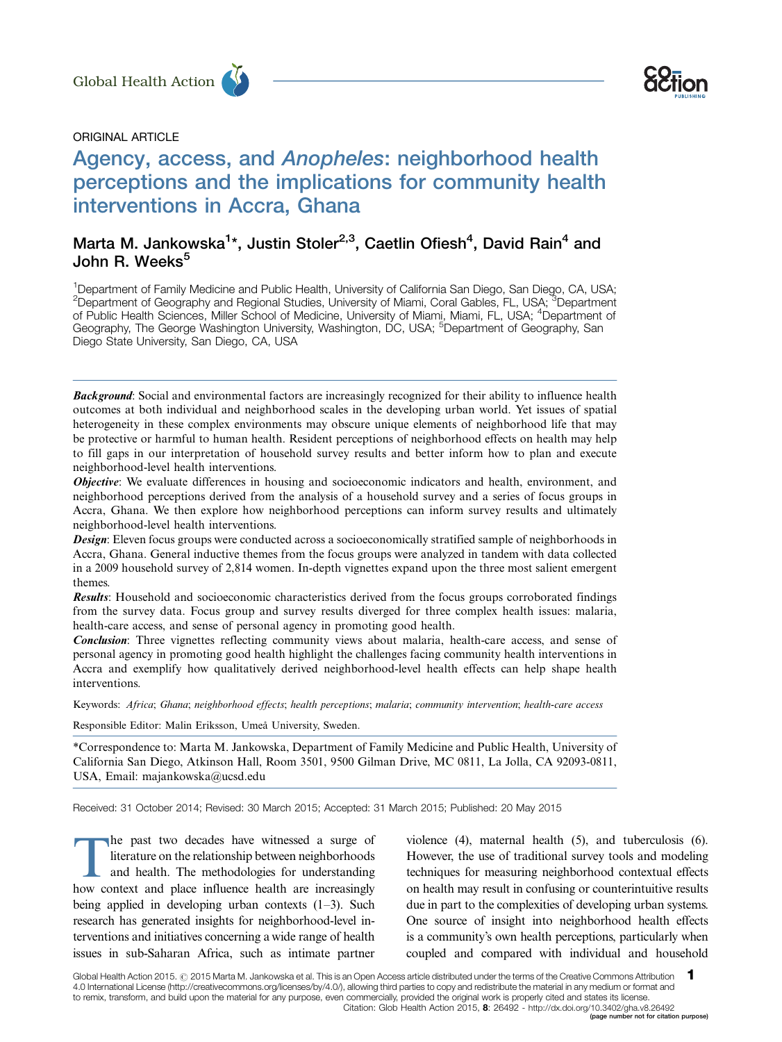ORIGINAL ARTICLE

# Agency, access, and *Anopheles*: neighborhood health perceptions and the implications for community health interventions in Accra, Ghana

Marta M. Jankowska[1]*, Justin Stoler[2,3], Caetlin Ofiesh[4], David Rain[4] and John R. Weeks[5]

[1]Department of Family Medicine and Public Health, University of California San Diego, San Diego, CA, USA; [2]Department of Geography and Regional Studies, University of Miami, Coral Gables, FL, USA; [3]Department of Public Health Sciences, Miller School of Medicine, University of Miami, Miami, FL, USA; [4]Department of Geography, The George Washington University, Washington, DC, USA; [5]Department of Geography, San Diego State University, San Diego, CA, USA

***Background***: Social and environmental factors are increasingly recognized for their ability to influence health outcomes at both individual and neighborhood scales in the developing urban world. Yet issues of spatial heterogeneity in these complex environments may obscure unique elements of neighborhood life that may be protective or harmful to human health. Resident perceptions of neighborhood effects on health may help to fill gaps in our interpretation of household survey results and better inform how to plan and execute neighborhood-level health interventions.

***Objective***: We evaluate differences in housing and socioeconomic indicators and health, environment, and neighborhood perceptions derived from the analysis of a household survey and a series of focus groups in Accra, Ghana. We then explore how neighborhood perceptions can inform survey results and ultimately neighborhood-level health interventions.

***Design***: Eleven focus groups were conducted across a socioeconomically stratified sample of neighborhoods in Accra, Ghana. General inductive themes from the focus groups were analyzed in tandem with data collected in a 2009 household survey of 2,814 women. In-depth vignettes expand upon the three most salient emergent themes.

***Results***: Household and socioeconomic characteristics derived from the focus groups corroborated findings from the survey data. Focus group and survey results diverged for three complex health issues: malaria, health-care access, and sense of personal agency in promoting good health.

***Conclusion***: Three vignettes reflecting community views about malaria, health-care access, and sense of personal agency in promoting good health highlight the challenges facing community health interventions in Accra and exemplify how qualitatively derived neighborhood-level health effects can help shape health interventions.

Keywords: *Africa*; *Ghana*; *neighborhood effects*; *health perceptions*; *malaria*; *community intervention*; *health-care access*

Responsible Editor: Malin Eriksson, Umeå University, Sweden.

*Correspondence to: Marta M. Jankowska, Department of Family Medicine and Public Health, University of California San Diego, Atkinson Hall, Room 3501, 9500 Gilman Drive, MC 0811, La Jolla, CA 92093-0811, USA, Email: majankowska@ucsd.edu

Received: 31 October 2014; Revised: 30 March 2015; Accepted: 31 March 2015; Published: 20 May 2015

The past two decades have witnessed a surge of literature on the relationship between neighborhoods and health. The methodologies for understanding how context and place influence health are increasingly being applied in developing urban contexts (1–3). Such research has generated insights for neighborhood-level interventions and initiatives concerning a wide range of health issues in sub-Saharan Africa, such as intimate partner violence (4), maternal health (5), and tuberculosis (6). However, the use of traditional survey tools and modeling techniques for measuring neighborhood contextual effects on health may result in confusing or counterintuitive results due in part to the complexities of developing urban systems. One source of insight into neighborhood health effects is a community's own health perceptions, particularly when coupled and compared with individual and household

Global Health Action 2015. © 2015 Marta M. Jankowska et al. This is an Open Access article distributed under the terms of the Creative Commons Attribution 4.0 International License (http://creativecommons.org/licenses/by/4.0/), allowing third parties to copy and redistribute the material in any medium or format and to remix, transform, and build upon the material for any purpose, even commercially, provided the original work is properly cited and states its license.

Citation: Glob Health Action 2015, 8: 26492 - http://dx.doi.org/10.3402/gha.v8.26492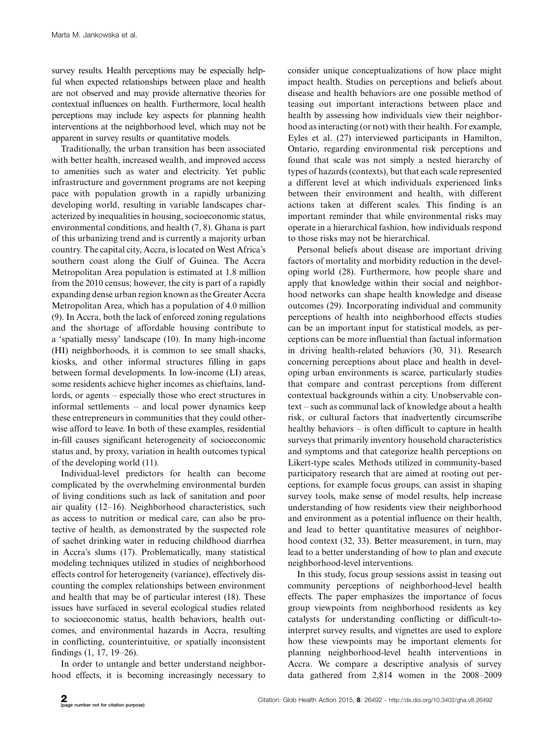survey results. Health perceptions may be especially helpful when expected relationships between place and health are not observed and may provide alternative theories for contextual influences on health. Furthermore, local health perceptions may include key aspects for planning health interventions at the neighborhood level, which may not be apparent in survey results or quantitative models.

Traditionally, the urban transition has been associated with better health, increased wealth, and improved access to amenities such as water and electricity. Yet public infrastructure and government programs are not keeping pace with population growth in a rapidly urbanizing developing world, resulting in variable landscapes characterized by inequalities in housing, socioeconomic status, environmental conditions, and health (7, 8). Ghana is part of this urbanizing trend and is currently a majority urban country. The capital city, Accra, is located on West Africa's southern coast along the Gulf of Guinea. The Accra Metropolitan Area population is estimated at 1.8 million from the 2010 census; however, the city is part of a rapidly expanding dense urban region known as the Greater Accra Metropolitan Area, which has a population of 4.0 million (9). In Accra, both the lack of enforced zoning regulations and the shortage of affordable housing contribute to a 'spatially messy' landscape (10). In many high-income (HI) neighborhoods, it is common to see small shacks, kiosks, and other informal structures filling in gaps between formal developments. In low-income (LI) areas, some residents achieve higher incomes as chieftains, landlords, or agents – especially those who erect structures in informal settlements – and local power dynamics keep these entrepreneurs in communities that they could otherwise afford to leave. In both of these examples, residential in-fill causes significant heterogeneity of socioeconomic status and, by proxy, variation in health outcomes typical of the developing world (11).

Individual-level predictors for health can become complicated by the overwhelming environmental burden of living conditions such as lack of sanitation and poor air quality (12–16). Neighborhood characteristics, such as access to nutrition or medical care, can also be protective of health, as demonstrated by the suspected role of sachet drinking water in reducing childhood diarrhea in Accra's slums (17). Problematically, many statistical modeling techniques utilized in studies of neighborhood effects control for heterogeneity (variance), effectively discounting the complex relationships between environment and health that may be of particular interest (18). These issues have surfaced in several ecological studies related to socioeconomic status, health behaviors, health outcomes, and environmental hazards in Accra, resulting in conflicting, counterintuitive, or spatially inconsistent findings (1, 17, 19–26).

In order to untangle and better understand neighborhood effects, it is becoming increasingly necessary to consider unique conceptualizations of how place might impact health. Studies on perceptions and beliefs about disease and health behaviors are one possible method of teasing out important interactions between place and health by assessing how individuals view their neighborhood as interacting (or not) with their health. For example, Eyles et al. (27) interviewed participants in Hamilton, Ontario, regarding environmental risk perceptions and found that scale was not simply a nested hierarchy of types of hazards (contexts), but that each scale represented a different level at which individuals experienced links between their environment and health, with different actions taken at different scales. This finding is an important reminder that while environmental risks may operate in a hierarchical fashion, how individuals respond to those risks may not be hierarchical.

Personal beliefs about disease are important driving factors of mortality and morbidity reduction in the developing world (28). Furthermore, how people share and apply that knowledge within their social and neighborhood networks can shape health knowledge and disease outcomes (29). Incorporating individual and community perceptions of health into neighborhood effects studies can be an important input for statistical models, as perceptions can be more influential than factual information in driving health-related behaviors (30, 31). Research concerning perceptions about place and health in developing urban environments is scarce, particularly studies that compare and contrast perceptions from different contextual backgrounds within a city. Unobservable context – such as communal lack of knowledge about a health risk, or cultural factors that inadvertently circumscribe healthy behaviors – is often difficult to capture in health surveys that primarily inventory household characteristics and symptoms and that categorize health perceptions on Likert-type scales. Methods utilized in community-based participatory research that are aimed at rooting out perceptions, for example focus groups, can assist in shaping survey tools, make sense of model results, help increase understanding of how residents view their neighborhood and environment as a potential influence on their health, and lead to better quantitative measures of neighborhood context (32, 33). Better measurement, in turn, may lead to a better understanding of how to plan and execute neighborhood-level interventions.

In this study, focus group sessions assist in teasing out community perceptions of neighborhood-level health effects. The paper emphasizes the importance of focus group viewpoints from neighborhood residents as key catalysts for understanding conflicting or difficult-to-interpret survey results, and vignettes are used to explore how these viewpoints may be important elements for planning neighborhood-level health interventions in Accra. We compare a descriptive analysis of survey data gathered from 2,814 women in the 2008–2009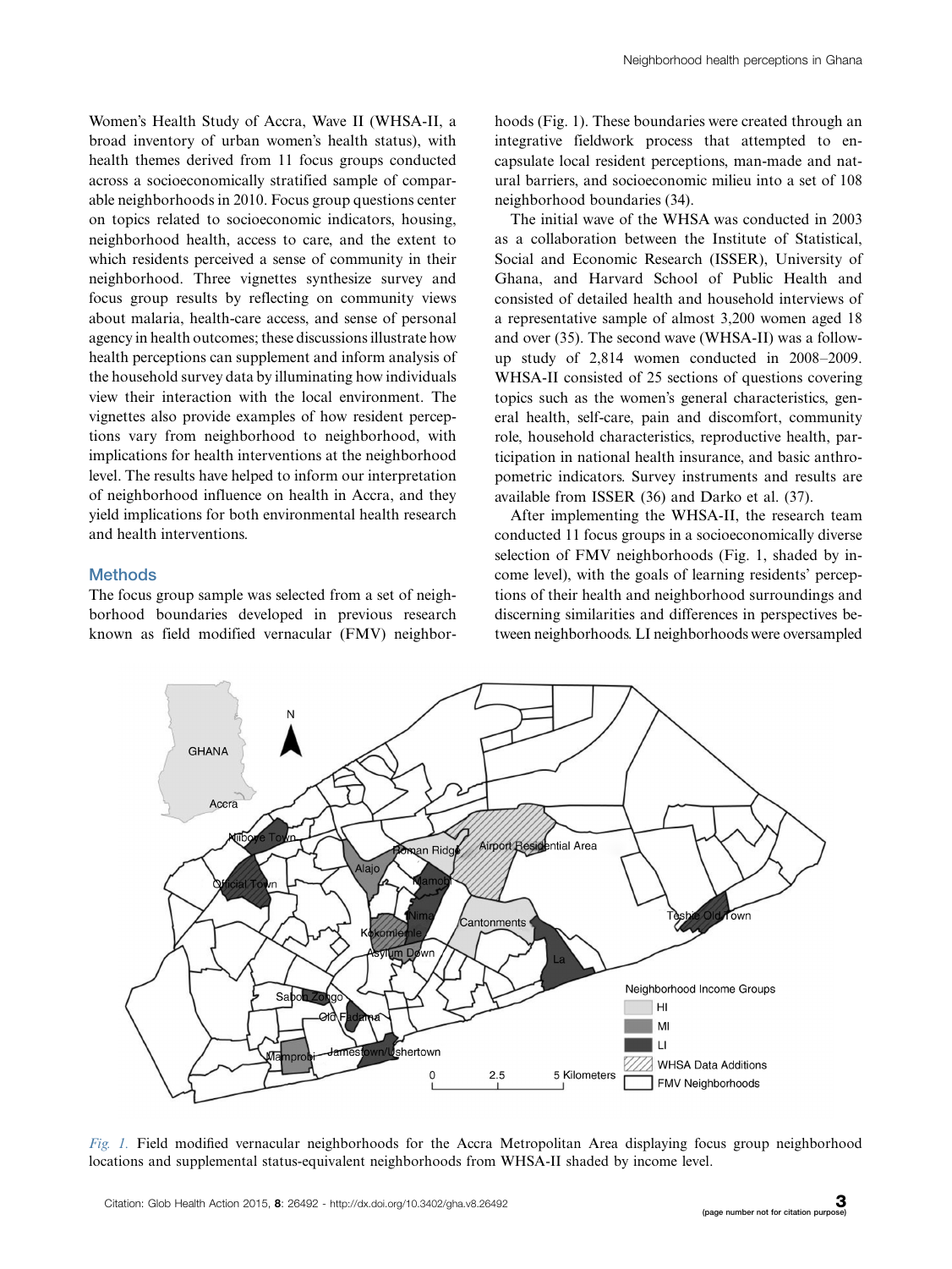Women's Health Study of Accra, Wave II (WHSA-II, a broad inventory of urban women's health status), with health themes derived from 11 focus groups conducted across a socioeconomically stratified sample of comparable neighborhoods in 2010. Focus group questions center on topics related to socioeconomic indicators, housing, neighborhood health, access to care, and the extent to which residents perceived a sense of community in their neighborhood. Three vignettes synthesize survey and focus group results by reflecting on community views about malaria, health-care access, and sense of personal agency in health outcomes; these discussions illustrate how health perceptions can supplement and inform analysis of the household survey data by illuminating how individuals view their interaction with the local environment. The vignettes also provide examples of how resident perceptions vary from neighborhood to neighborhood, with implications for health interventions at the neighborhood level. The results have helped to inform our interpretation of neighborhood influence on health in Accra, and they yield implications for both environmental health research and health interventions.

## Methods

The focus group sample was selected from a set of neighborhood boundaries developed in previous research known as field modified vernacular (FMV) neighborhoods (Fig. 1). These boundaries were created through an integrative fieldwork process that attempted to encapsulate local resident perceptions, man-made and natural barriers, and socioeconomic milieu into a set of 108 neighborhood boundaries (34).

The initial wave of the WHSA was conducted in 2003 as a collaboration between the Institute of Statistical, Social and Economic Research (ISSER), University of Ghana, and Harvard School of Public Health and consisted of detailed health and household interviews of a representative sample of almost 3,200 women aged 18 and over (35). The second wave (WHSA-II) was a follow-up study of 2,814 women conducted in 2008–2009. WHSA-II consisted of 25 sections of questions covering topics such as the women's general characteristics, general health, self-care, pain and discomfort, community role, household characteristics, reproductive health, participation in national health insurance, and basic anthropometric indicators. Survey instruments and results are available from ISSER (36) and Darko et al. (37).

After implementing the WHSA-II, the research team conducted 11 focus groups in a socioeconomically diverse selection of FMV neighborhoods (Fig. 1, shaded by income level), with the goals of learning residents' perceptions of their health and neighborhood surroundings and discerning similarities and differences in perspectives between neighborhoods. LI neighborhoods were oversampled

*Fig. 1.* Field modified vernacular neighborhoods for the Accra Metropolitan Area displaying focus group neighborhood locations and supplemental status-equivalent neighborhoods from WHSA-II shaded by income level.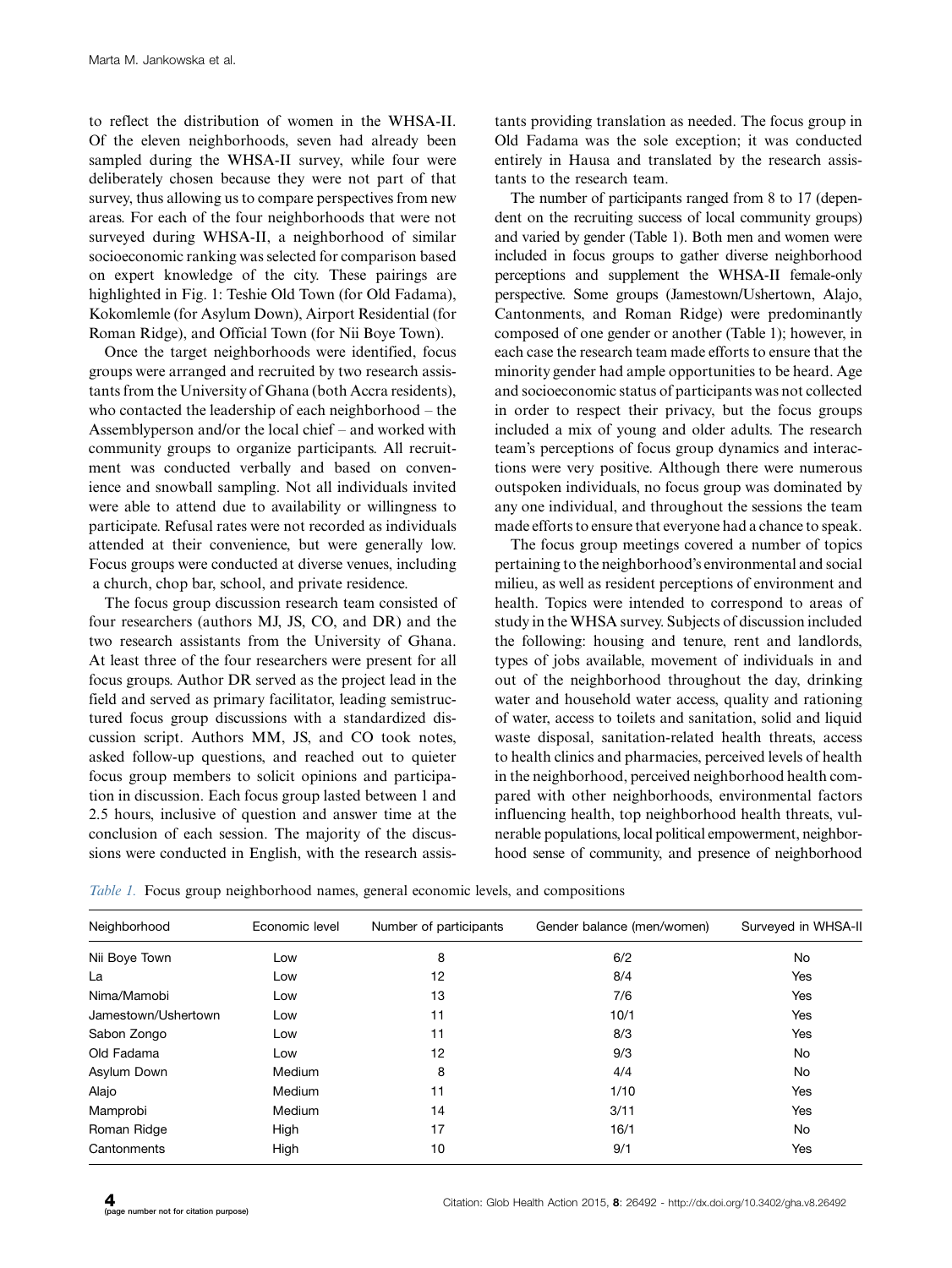to reflect the distribution of women in the WHSA-II. Of the eleven neighborhoods, seven had already been sampled during the WHSA-II survey, while four were deliberately chosen because they were not part of that survey, thus allowing us to compare perspectives from new areas. For each of the four neighborhoods that were not surveyed during WHSA-II, a neighborhood of similar socioeconomic ranking was selected for comparison based on expert knowledge of the city. These pairings are highlighted in Fig. 1: Teshie Old Town (for Old Fadama), Kokomlemle (for Asylum Down), Airport Residential (for Roman Ridge), and Official Town (for Nii Boye Town).

Once the target neighborhoods were identified, focus groups were arranged and recruited by two research assistants from the University of Ghana (both Accra residents), who contacted the leadership of each neighborhood – the Assemblyperson and/or the local chief – and worked with community groups to organize participants. All recruitment was conducted verbally and based on convenience and snowball sampling. Not all individuals invited were able to attend due to availability or willingness to participate. Refusal rates were not recorded as individuals attended at their convenience, but were generally low. Focus groups were conducted at diverse venues, including a church, chop bar, school, and private residence.

The focus group discussion research team consisted of four researchers (authors MJ, JS, CO, and DR) and the two research assistants from the University of Ghana. At least three of the four researchers were present for all focus groups. Author DR served as the project lead in the field and served as primary facilitator, leading semistructured focus group discussions with a standardized discussion script. Authors MM, JS, and CO took notes, asked follow-up questions, and reached out to quieter focus group members to solicit opinions and participation in discussion. Each focus group lasted between 1 and 2.5 hours, inclusive of question and answer time at the conclusion of each session. The majority of the discussions were conducted in English, with the research assistants providing translation as needed. The focus group in Old Fadama was the sole exception; it was conducted entirely in Hausa and translated by the research assistants to the research team.

The number of participants ranged from 8 to 17 (dependent on the recruiting success of local community groups) and varied by gender (Table 1). Both men and women were included in focus groups to gather diverse neighborhood perceptions and supplement the WHSA-II female-only perspective. Some groups (Jamestown/Ushertown, Alajo, Cantonments, and Roman Ridge) were predominantly composed of one gender or another (Table 1); however, in each case the research team made efforts to ensure that the minority gender had ample opportunities to be heard. Age and socioeconomic status of participants was not collected in order to respect their privacy, but the focus groups included a mix of young and older adults. The research team's perceptions of focus group dynamics and interactions were very positive. Although there were numerous outspoken individuals, no focus group was dominated by any one individual, and throughout the sessions the team made efforts to ensure that everyone had a chance to speak.

The focus group meetings covered a number of topics pertaining to the neighborhood's environmental and social milieu, as well as resident perceptions of environment and health. Topics were intended to correspond to areas of study in the WHSA survey. Subjects of discussion included the following: housing and tenure, rent and landlords, types of jobs available, movement of individuals in and out of the neighborhood throughout the day, drinking water and household water access, quality and rationing of water, access to toilets and sanitation, solid and liquid waste disposal, sanitation-related health threats, access to health clinics and pharmacies, perceived levels of health in the neighborhood, perceived neighborhood health compared with other neighborhoods, environmental factors influencing health, top neighborhood health threats, vulnerable populations, local political empowerment, neighborhood sense of community, and presence of neighborhood

*Table 1.* Focus group neighborhood names, general economic levels, and compositions

| Neighborhood | Economic level | Number of participants | Gender balance (men/women) | Surveyed in WHSA-II |
|---|---|---|---|---|
| Nii Boye Town | Low | 8 | 6/2 | No |
| La | Low | 12 | 8/4 | Yes |
| Nima/Mamobi | Low | 13 | 7/6 | Yes |
| Jamestown/Ushertown | Low | 11 | 10/1 | Yes |
| Sabon Zongo | Low | 11 | 8/3 | Yes |
| Old Fadama | Low | 12 | 9/3 | No |
| Asylum Down | Medium | 8 | 4/4 | No |
| Alajo | Medium | 11 | 1/10 | Yes |
| Mamprobi | Medium | 14 | 3/11 | Yes |
| Roman Ridge | High | 17 | 16/1 | No |
| Cantonments | High | 10 | 9/1 | Yes |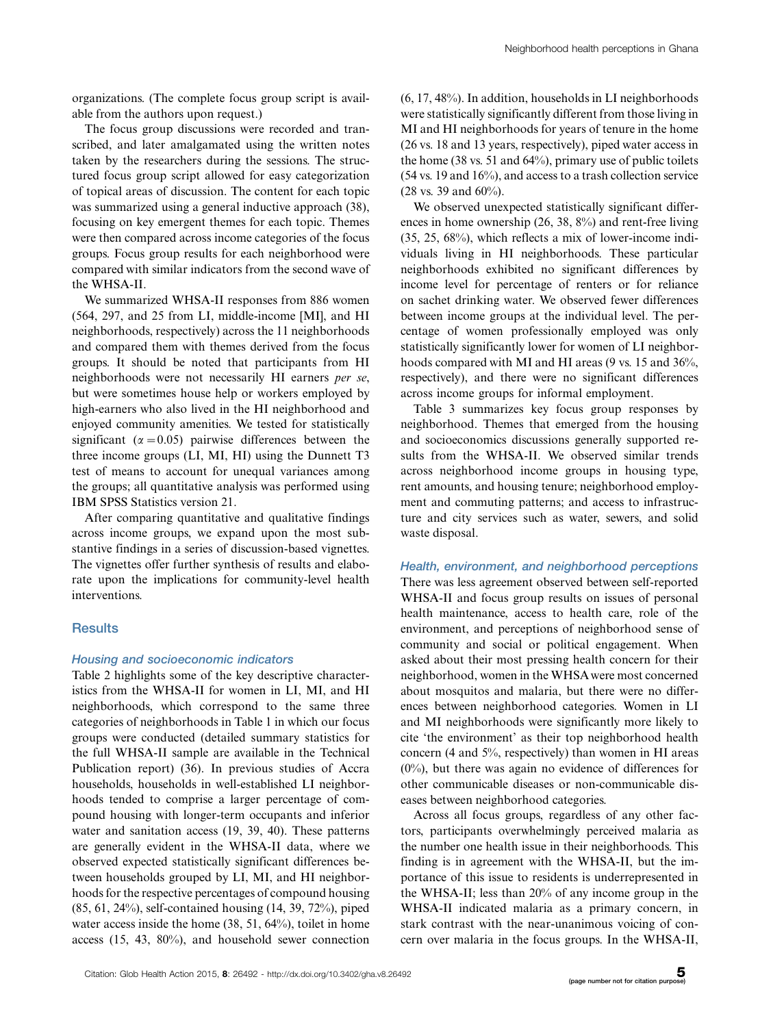organizations. (The complete focus group script is available from the authors upon request.)

The focus group discussions were recorded and transcribed, and later amalgamated using the written notes taken by the researchers during the sessions. The structured focus group script allowed for easy categorization of topical areas of discussion. The content for each topic was summarized using a general inductive approach (38), focusing on key emergent themes for each topic. Themes were then compared across income categories of the focus groups. Focus group results for each neighborhood were compared with similar indicators from the second wave of the WHSA-II.

We summarized WHSA-II responses from 886 women (564, 297, and 25 from LI, middle-income [MI], and HI neighborhoods, respectively) across the 11 neighborhoods and compared them with themes derived from the focus groups. It should be noted that participants from HI neighborhoods were not necessarily HI earners *per se*, but were sometimes house help or workers employed by high-earners who also lived in the HI neighborhood and enjoyed community amenities. We tested for statistically significant ($\alpha = 0.05$) pairwise differences between the three income groups (LI, MI, HI) using the Dunnett T3 test of means to account for unequal variances among the groups; all quantitative analysis was performed using IBM SPSS Statistics version 21.

After comparing quantitative and qualitative findings across income groups, we expand upon the most substantive findings in a series of discussion-based vignettes. The vignettes offer further synthesis of results and elaborate upon the implications for community-level health interventions.

## Results

### Housing and socioeconomic indicators

Table 2 highlights some of the key descriptive characteristics from the WHSA-II for women in LI, MI, and HI neighborhoods, which correspond to the same three categories of neighborhoods in Table 1 in which our focus groups were conducted (detailed summary statistics for the full WHSA-II sample are available in the Technical Publication report) (36). In previous studies of Accra households, households in well-established LI neighborhoods tended to comprise a larger percentage of compound housing with longer-term occupants and inferior water and sanitation access (19, 39, 40). These patterns are generally evident in the WHSA-II data, where we observed expected statistically significant differences between households grouped by LI, MI, and HI neighborhoods for the respective percentages of compound housing (85, 61, 24%), self-contained housing (14, 39, 72%), piped water access inside the home (38, 51, 64%), toilet in home access (15, 43, 80%), and household sewer connection (6, 17, 48%). In addition, households in LI neighborhoods were statistically significantly different from those living in MI and HI neighborhoods for years of tenure in the home (26 vs. 18 and 13 years, respectively), piped water access in the home (38 vs. 51 and 64%), primary use of public toilets (54 vs. 19 and 16%), and access to a trash collection service (28 vs. 39 and 60%).

We observed unexpected statistically significant differences in home ownership (26, 38, 8%) and rent-free living (35, 25, 68%), which reflects a mix of lower-income individuals living in HI neighborhoods. These particular neighborhoods exhibited no significant differences by income level for percentage of renters or for reliance on sachet drinking water. We observed fewer differences between income groups at the individual level. The percentage of women professionally employed was only statistically significantly lower for women of LI neighborhoods compared with MI and HI areas (9 vs. 15 and 36%, respectively), and there were no significant differences across income groups for informal employment.

Table 3 summarizes key focus group responses by neighborhood. Themes that emerged from the housing and socioeconomics discussions generally supported results from the WHSA-II. We observed similar trends across neighborhood income groups in housing type, rent amounts, and housing tenure; neighborhood employment and commuting patterns; and access to infrastructure and city services such as water, sewers, and solid waste disposal.

### Health, environment, and neighborhood perceptions

There was less agreement observed between self-reported WHSA-II and focus group results on issues of personal health maintenance, access to health care, role of the environment, and perceptions of neighborhood sense of community and social or political engagement. When asked about their most pressing health concern for their neighborhood, women in the WHSA were most concerned about mosquitos and malaria, but there were no differences between neighborhood categories. Women in LI and MI neighborhoods were significantly more likely to cite 'the environment' as their top neighborhood health concern (4 and 5%, respectively) than women in HI areas (0%), but there was again no evidence of differences for other communicable diseases or non-communicable diseases between neighborhood categories.

Across all focus groups, regardless of any other factors, participants overwhelmingly perceived malaria as the number one health issue in their neighborhoods. This finding is in agreement with the WHSA-II, but the importance of this issue to residents is underrepresented in the WHSA-II; less than 20% of any income group in the WHSA-II indicated malaria as a primary concern, in stark contrast with the near-unanimous voicing of concern over malaria in the focus groups. In the WHSA-II,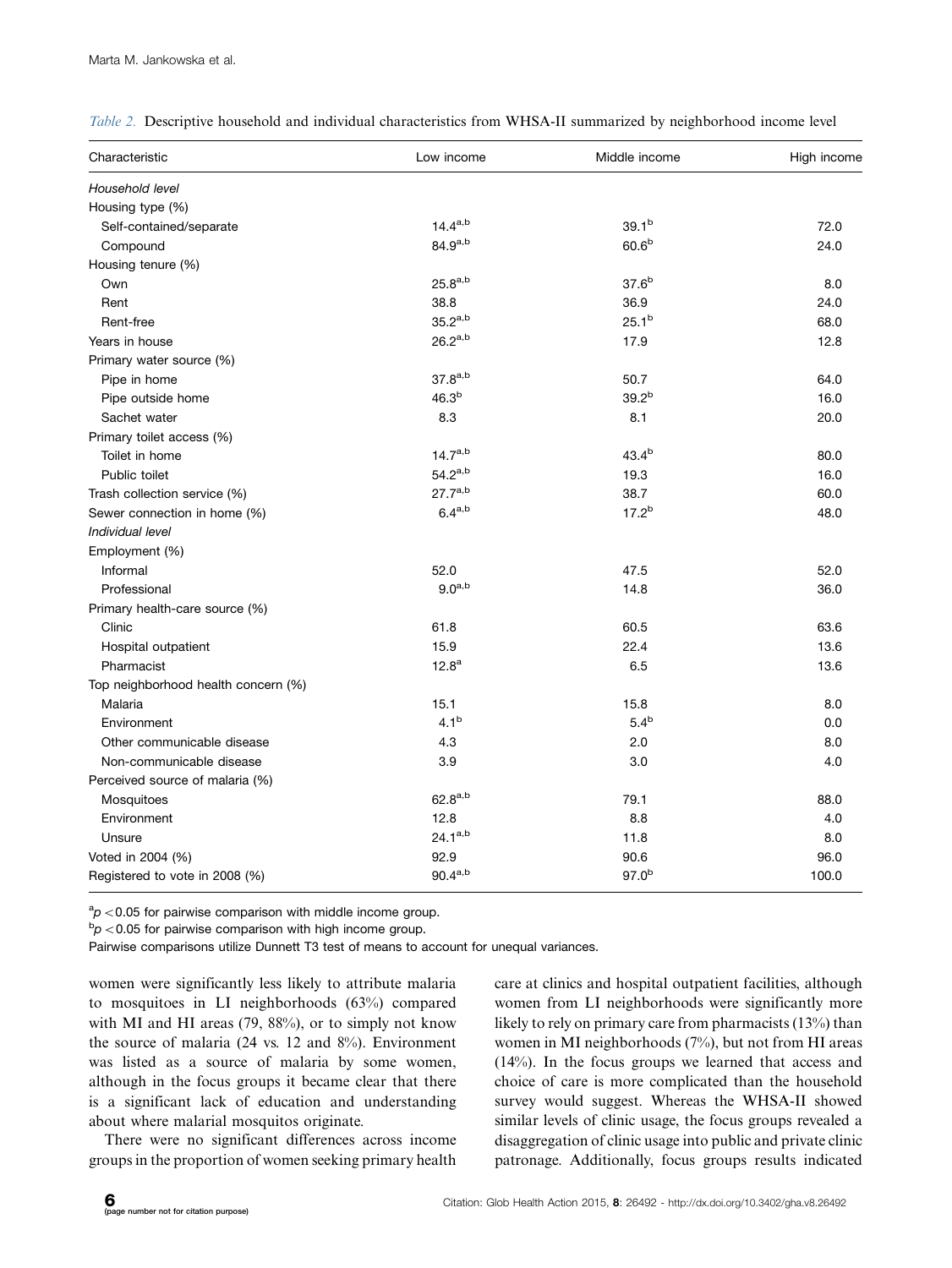*Table 2.* Descriptive household and individual characteristics from WHSA-II summarized by neighborhood income level

| Characteristic | Low income | Middle income | High income |
|---|---|---|---|
| *Household level* | | | |
| Housing type (%) | | | |
| Self-contained/separate | 14.4[a,b] | 39.1[b] | 72.0 |
| Compound | 84.9[a,b] | 60.6[b] | 24.0 |
| Housing tenure (%) | | | |
| Own | 25.8[a,b] | 37.6[b] | 8.0 |
| Rent | 38.8 | 36.9 | 24.0 |
| Rent-free | 35.2[a,b] | 25.1[b] | 68.0 |
| Years in house | 26.2[a,b] | 17.9 | 12.8 |
| Primary water source (%) | | | |
| Pipe in home | 37.8[a,b] | 50.7 | 64.0 |
| Pipe outside home | 46.3[b] | 39.2[b] | 16.0 |
| Sachet water | 8.3 | 8.1 | 20.0 |
| Primary toilet access (%) | | | |
| Toilet in home | 14.7[a,b] | 43.4[b] | 80.0 |
| Public toilet | 54.2[a,b] | 19.3 | 16.0 |
| Trash collection service (%) | 27.7[a,b] | 38.7 | 60.0 |
| Sewer connection in home (%) | 6.4[a,b] | 17.2[b] | 48.0 |
| *Individual level* | | | |
| Employment (%) | | | |
| Informal | 52.0 | 47.5 | 52.0 |
| Professional | 9.0[a,b] | 14.8 | 36.0 |
| Primary health-care source (%) | | | |
| Clinic | 61.8 | 60.5 | 63.6 |
| Hospital outpatient | 15.9 | 22.4 | 13.6 |
| Pharmacist | 12.8[a] | 6.5 | 13.6 |
| Top neighborhood health concern (%) | | | |
| Malaria | 15.1 | 15.8 | 8.0 |
| Environment | 4.1[b] | 5.4[b] | 0.0 |
| Other communicable disease | 4.3 | 2.0 | 8.0 |
| Non-communicable disease | 3.9 | 3.0 | 4.0 |
| Perceived source of malaria (%) | | | |
| Mosquitoes | 62.8[a,b] | 79.1 | 88.0 |
| Environment | 12.8 | 8.8 | 4.0 |
| Unsure | 24.1[a,b] | 11.8 | 8.0 |
| Voted in 2004 (%) | 92.9 | 90.6 | 96.0 |
| Registered to vote in 2008 (%) | 90.4[a,b] | 97.0[b] | 100.0 |

[a] $p < 0.05$ for pairwise comparison with middle income group.
[b] $p < 0.05$ for pairwise comparison with high income group.
Pairwise comparisons utilize Dunnett T3 test of means to account for unequal variances.

women were significantly less likely to attribute malaria to mosquitoes in LI neighborhoods (63%) compared with MI and HI areas (79, 88%), or to simply not know the source of malaria (24 vs. 12 and 8%). Environment was listed as a source of malaria by some women, although in the focus groups it became clear that there is a significant lack of education and understanding about where malarial mosquitos originate.

There were no significant differences across income groups in the proportion of women seeking primary health care at clinics and hospital outpatient facilities, although women from LI neighborhoods were significantly more likely to rely on primary care from pharmacists (13%) than women in MI neighborhoods (7%), but not from HI areas (14%). In the focus groups we learned that access and choice of care is more complicated than the household survey would suggest. Whereas the WHSA-II showed similar levels of clinic usage, the focus groups revealed a disaggregation of clinic usage into public and private clinic patronage. Additionally, focus groups results indicated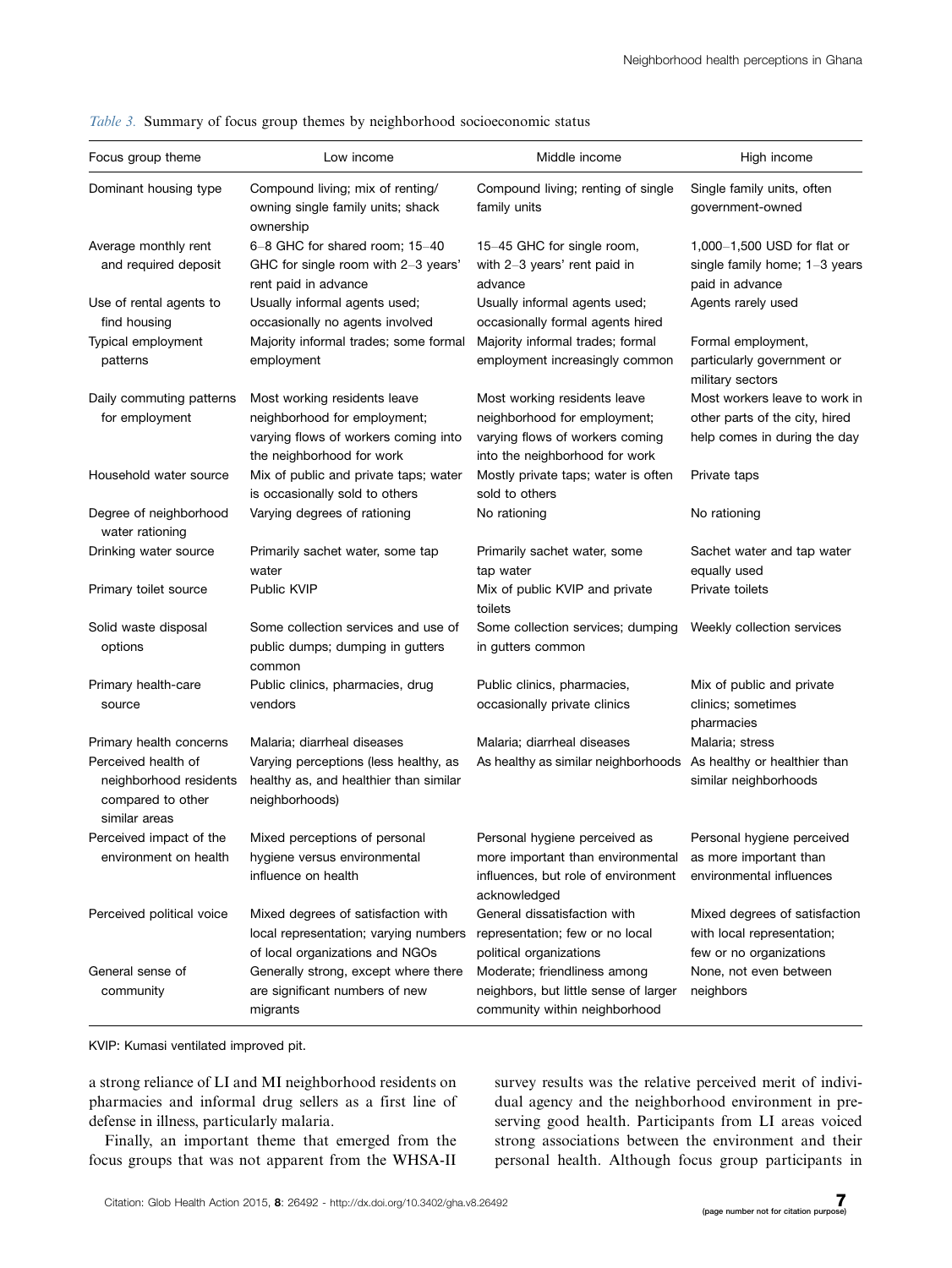*Table 3.* Summary of focus group themes by neighborhood socioeconomic status

| Focus group theme | Low income | Middle income | High income |
|---|---|---|---|
| Dominant housing type | Compound living; mix of renting/owning single family units; shack ownership | Compound living; renting of single family units | Single family units, often government-owned |
| Average monthly rent and required deposit | 6–8 GHC for shared room; 15–40 GHC for single room with 2–3 years' rent paid in advance | 15–45 GHC for single room, with 2–3 years' rent paid in advance | 1,000–1,500 USD for flat or single family home; 1–3 years paid in advance |
| Use of rental agents to find housing | Usually informal agents used; occasionally no agents involved | Usually informal agents used; occasionally formal agents hired | Agents rarely used |
| Typical employment patterns | Majority informal trades; some formal employment | Majority informal trades; formal employment increasingly common | Formal employment, particularly government or military sectors |
| Daily commuting patterns for employment | Most working residents leave neighborhood for employment; varying flows of workers coming into the neighborhood for work | Most working residents leave neighborhood for employment; varying flows of workers coming into the neighborhood for work | Most workers leave to work in other parts of the city, hired help comes in during the day |
| Household water source | Mix of public and private taps; water is occasionally sold to others | Mostly private taps; water is often sold to others | Private taps |
| Degree of neighborhood water rationing | Varying degrees of rationing | No rationing | No rationing |
| Drinking water source | Primarily sachet water, some tap water | Primarily sachet water, some tap water | Sachet water and tap water equally used |
| Primary toilet source | Public KVIP | Mix of public KVIP and private toilets | Private toilets |
| Solid waste disposal options | Some collection services and use of public dumps; dumping in gutters common | Some collection services; dumping in gutters common | Weekly collection services |
| Primary health-care source | Public clinics, pharmacies, drug vendors | Public clinics, pharmacies, occasionally private clinics | Mix of public and private clinics; sometimes pharmacies |
| Primary health concerns | Malaria; diarrheal diseases | Malaria; diarrheal diseases | Malaria; stress |
| Perceived health of neighborhood residents compared to other similar areas | Varying perceptions (less healthy, as healthy as, and healthier than similar neighborhoods) | As healthy as similar neighborhoods | As healthy or healthier than similar neighborhoods |
| Perceived impact of the environment on health | Mixed perceptions of personal hygiene versus environmental influence on health | Personal hygiene perceived as more important than environmental influences, but role of environment acknowledged | Personal hygiene perceived as more important than environmental influences |
| Perceived political voice | Mixed degrees of satisfaction with local representation; varying numbers of local organizations and NGOs | General dissatisfaction with representation; few or no local political organizations | Mixed degrees of satisfaction with local representation; few or no organizations |
| General sense of community | Generally strong, except where there are significant numbers of new migrants | Moderate; friendliness among neighbors, but little sense of larger community within neighborhood | None, not even between neighbors |

KVIP: Kumasi ventilated improved pit.

a strong reliance of LI and MI neighborhood residents on pharmacies and informal drug sellers as a first line of defense in illness, particularly malaria.

Finally, an important theme that emerged from the focus groups that was not apparent from the WHSA-II survey results was the relative perceived merit of individual agency and the neighborhood environment in preserving good health. Participants from LI areas voiced strong associations between the environment and their personal health. Although focus group participants in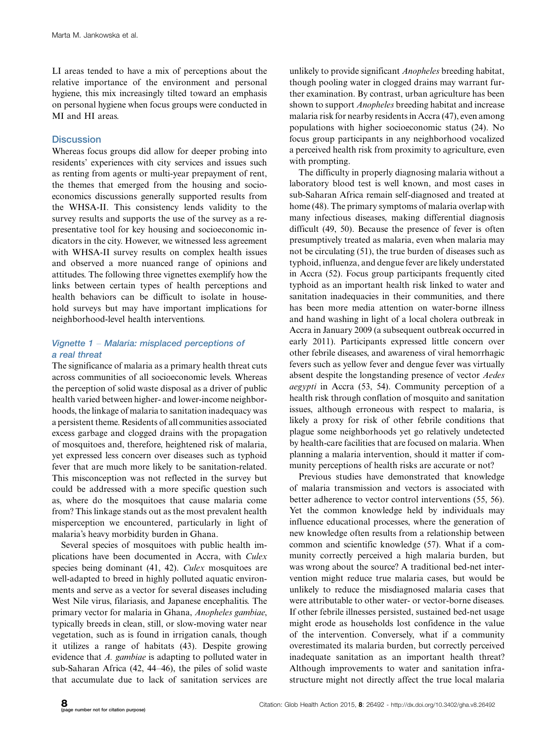LI areas tended to have a mix of perceptions about the relative importance of the environment and personal hygiene, this mix increasingly tilted toward an emphasis on personal hygiene when focus groups were conducted in MI and HI areas.

## Discussion

Whereas focus groups did allow for deeper probing into residents' experiences with city services and issues such as renting from agents or multi-year prepayment of rent, the themes that emerged from the housing and socioeconomics discussions generally supported results from the WHSA-II. This consistency lends validity to the survey results and supports the use of the survey as a representative tool for key housing and socioeconomic indicators in the city. However, we witnessed less agreement with WHSA-II survey results on complex health issues and observed a more nuanced range of opinions and attitudes. The following three vignettes exemplify how the links between certain types of health perceptions and health behaviors can be difficult to isolate in household surveys but may have important implications for neighborhood-level health interventions.

### *Vignette 1 – Malaria: misplaced perceptions of a real threat*

The significance of malaria as a primary health threat cuts across communities of all socioeconomic levels. Whereas the perception of solid waste disposal as a driver of public health varied between higher- and lower-income neighborhoods, the linkage of malaria to sanitation inadequacy was a persistent theme. Residents of all communities associated excess garbage and clogged drains with the propagation of mosquitoes and, therefore, heightened risk of malaria, yet expressed less concern over diseases such as typhoid fever that are much more likely to be sanitation-related. This misconception was not reflected in the survey but could be addressed with a more specific question such as, where do the mosquitoes that cause malaria come from? This linkage stands out as the most prevalent health misperception we encountered, particularly in light of malaria's heavy morbidity burden in Ghana.

Several species of mosquitoes with public health implications have been documented in Accra, with *Culex* species being dominant (41, 42). *Culex* mosquitoes are well-adapted to breed in highly polluted aquatic environments and serve as a vector for several diseases including West Nile virus, filariasis, and Japanese encephalitis. The primary vector for malaria in Ghana, *Anopheles gambiae*, typically breeds in clean, still, or slow-moving water near vegetation, such as is found in irrigation canals, though it utilizes a range of habitats (43). Despite growing evidence that *A. gambiae* is adapting to polluted water in sub-Saharan Africa (42, 44–46), the piles of solid waste that accumulate due to lack of sanitation services are unlikely to provide significant *Anopheles* breeding habitat, though pooling water in clogged drains may warrant further examination. By contrast, urban agriculture has been shown to support *Anopheles* breeding habitat and increase malaria risk for nearby residents in Accra (47), even among populations with higher socioeconomic status (24). No focus group participants in any neighborhood vocalized a perceived health risk from proximity to agriculture, even with prompting.

The difficulty in properly diagnosing malaria without a laboratory blood test is well known, and most cases in sub-Saharan Africa remain self-diagnosed and treated at home (48). The primary symptoms of malaria overlap with many infectious diseases, making differential diagnosis difficult (49, 50). Because the presence of fever is often presumptively treated as malaria, even when malaria may not be circulating (51), the true burden of diseases such as typhoid, influenza, and dengue fever are likely understated in Accra (52). Focus group participants frequently cited typhoid as an important health risk linked to water and sanitation inadequacies in their communities, and there has been more media attention on water-borne illness and hand washing in light of a local cholera outbreak in Accra in January 2009 (a subsequent outbreak occurred in early 2011). Participants expressed little concern over other febrile diseases, and awareness of viral hemorrhagic fevers such as yellow fever and dengue fever was virtually absent despite the longstanding presence of vector *Aedes aegypti* in Accra (53, 54). Community perception of a health risk through conflation of mosquito and sanitation issues, although erroneous with respect to malaria, is likely a proxy for risk of other febrile conditions that plague some neighborhoods yet go relatively undetected by health-care facilities that are focused on malaria. When planning a malaria intervention, should it matter if community perceptions of health risks are accurate or not?

Previous studies have demonstrated that knowledge of malaria transmission and vectors is associated with better adherence to vector control interventions (55, 56). Yet the common knowledge held by individuals may influence educational processes, where the generation of new knowledge often results from a relationship between common and scientific knowledge (57). What if a community correctly perceived a high malaria burden, but was wrong about the source? A traditional bed-net intervention might reduce true malaria cases, but would be unlikely to reduce the misdiagnosed malaria cases that were attributable to other water- or vector-borne diseases. If other febrile illnesses persisted, sustained bed-net usage might erode as households lost confidence in the value of the intervention. Conversely, what if a community overestimated its malaria burden, but correctly perceived inadequate sanitation as an important health threat? Although improvements to water and sanitation infrastructure might not directly affect the true local malaria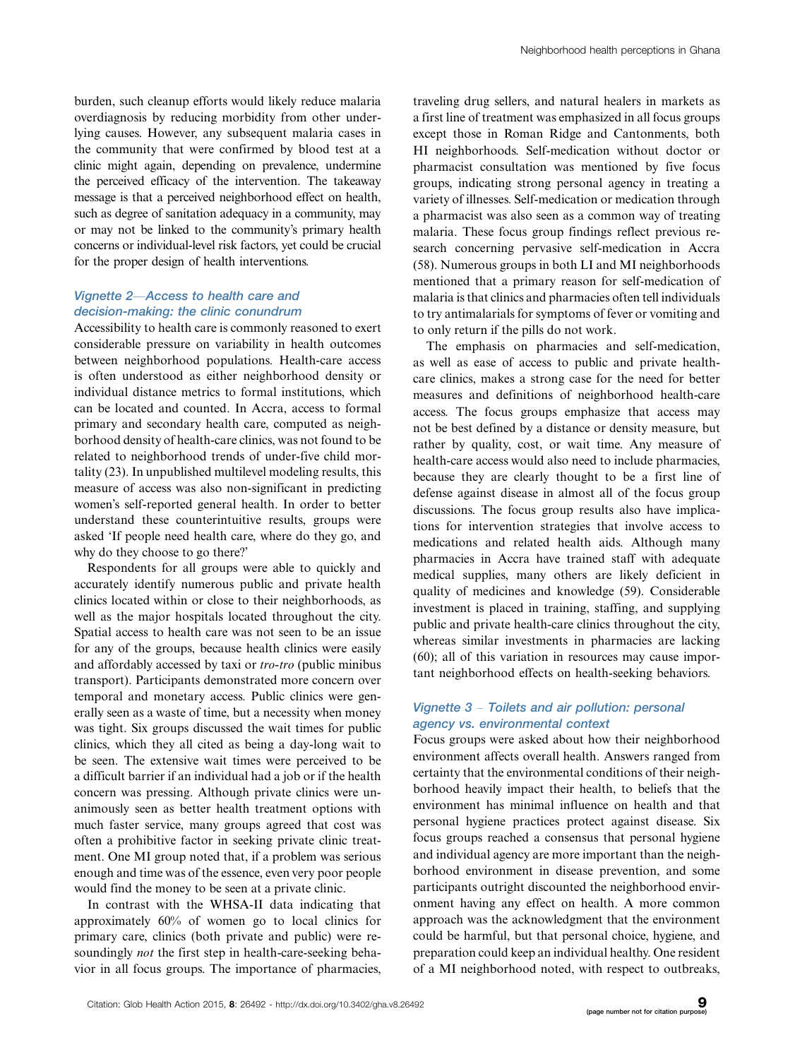burden, such cleanup efforts would likely reduce malaria overdiagnosis by reducing morbidity from other underlying causes. However, any subsequent malaria cases in the community that were confirmed by blood test at a clinic might again, depending on prevalence, undermine the perceived efficacy of the intervention. The takeaway message is that a perceived neighborhood effect on health, such as degree of sanitation adequacy in a community, may or may not be linked to the community's primary health concerns or individual-level risk factors, yet could be crucial for the proper design of health interventions.

### Vignette 2—Access to health care and decision-making: the clinic conundrum

Accessibility to health care is commonly reasoned to exert considerable pressure on variability in health outcomes between neighborhood populations. Health-care access is often understood as either neighborhood density or individual distance metrics to formal institutions, which can be located and counted. In Accra, access to formal primary and secondary health care, computed as neighborhood density of health-care clinics, was not found to be related to neighborhood trends of under-five child mortality (23). In unpublished multilevel modeling results, this measure of access was also non-significant in predicting women's self-reported general health. In order to better understand these counterintuitive results, groups were asked 'If people need health care, where do they go, and why do they choose to go there?'

Respondents for all groups were able to quickly and accurately identify numerous public and private health clinics located within or close to their neighborhoods, as well as the major hospitals located throughout the city. Spatial access to health care was not seen to be an issue for any of the groups, because health clinics were easily and affordably accessed by taxi or *tro-tro* (public minibus transport). Participants demonstrated more concern over temporal and monetary access. Public clinics were generally seen as a waste of time, but a necessity when money was tight. Six groups discussed the wait times for public clinics, which they all cited as being a day-long wait to be seen. The extensive wait times were perceived to be a difficult barrier if an individual had a job or if the health concern was pressing. Although private clinics were unanimously seen as better health treatment options with much faster service, many groups agreed that cost was often a prohibitive factor in seeking private clinic treatment. One MI group noted that, if a problem was serious enough and time was of the essence, even very poor people would find the money to be seen at a private clinic.

In contrast with the WHSA-II data indicating that approximately 60% of women go to local clinics for primary care, clinics (both private and public) were resoundingly *not* the first step in health-care-seeking behavior in all focus groups. The importance of pharmacies, traveling drug sellers, and natural healers in markets as a first line of treatment was emphasized in all focus groups except those in Roman Ridge and Cantonments, both HI neighborhoods. Self-medication without doctor or pharmacist consultation was mentioned by five focus groups, indicating strong personal agency in treating a variety of illnesses. Self-medication or medication through a pharmacist was also seen as a common way of treating malaria. These focus group findings reflect previous research concerning pervasive self-medication in Accra (58). Numerous groups in both LI and MI neighborhoods mentioned that a primary reason for self-medication of malaria is that clinics and pharmacies often tell individuals to try antimalarials for symptoms of fever or vomiting and to only return if the pills do not work.

The emphasis on pharmacies and self-medication, as well as ease of access to public and private health-care clinics, makes a strong case for the need for better measures and definitions of neighborhood health-care access. The focus groups emphasize that access may not be best defined by a distance or density measure, but rather by quality, cost, or wait time. Any measure of health-care access would also need to include pharmacies, because they are clearly thought to be a first line of defense against disease in almost all of the focus group discussions. The focus group results also have implications for intervention strategies that involve access to medications and related health aids. Although many pharmacies in Accra have trained staff with adequate medical supplies, many others are likely deficient in quality of medicines and knowledge (59). Considerable investment is placed in training, staffing, and supplying public and private health-care clinics throughout the city, whereas similar investments in pharmacies are lacking (60); all of this variation in resources may cause important neighborhood effects on health-seeking behaviors.

### Vignette 3 – Toilets and air pollution: personal agency vs. environmental context

Focus groups were asked about how their neighborhood environment affects overall health. Answers ranged from certainty that the environmental conditions of their neighborhood heavily impact their health, to beliefs that the environment has minimal influence on health and that personal hygiene practices protect against disease. Six focus groups reached a consensus that personal hygiene and individual agency are more important than the neighborhood environment in disease prevention, and some participants outright discounted the neighborhood environment having any effect on health. A more common approach was the acknowledgment that the environment could be harmful, but that personal choice, hygiene, and preparation could keep an individual healthy. One resident of a MI neighborhood noted, with respect to outbreaks,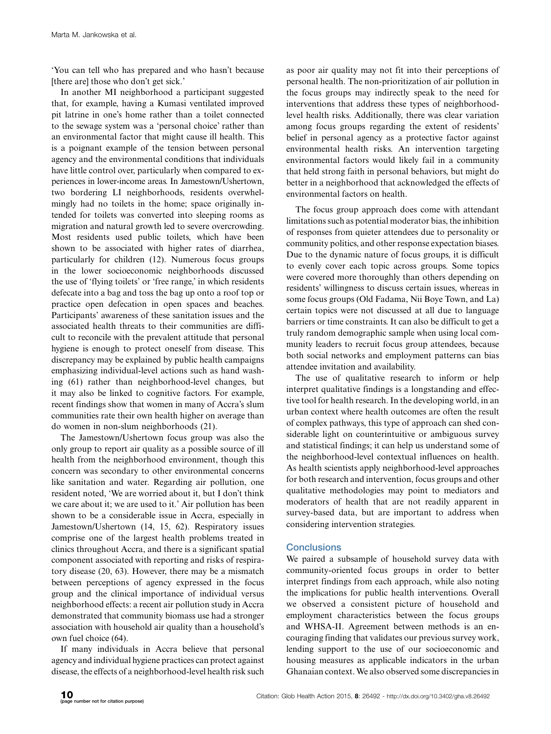'You can tell who has prepared and who hasn't because [there are] those who don't get sick.'

In another MI neighborhood a participant suggested that, for example, having a Kumasi ventilated improved pit latrine in one's home rather than a toilet connected to the sewage system was a 'personal choice' rather than an environmental factor that might cause ill health. This is a poignant example of the tension between personal agency and the environmental conditions that individuals have little control over, particularly when compared to experiences in lower-income areas. In Jamestown/Ushertown, two bordering LI neighborhoods, residents overwhelmingly had no toilets in the home; space originally intended for toilets was converted into sleeping rooms as migration and natural growth led to severe overcrowding. Most residents used public toilets, which have been shown to be associated with higher rates of diarrhea, particularly for children (12). Numerous focus groups in the lower socioeconomic neighborhoods discussed the use of 'flying toilets' or 'free range,' in which residents defecate into a bag and toss the bag up onto a roof top or practice open defecation in open spaces and beaches. Participants' awareness of these sanitation issues and the associated health threats to their communities are difficult to reconcile with the prevalent attitude that personal hygiene is enough to protect oneself from disease. This discrepancy may be explained by public health campaigns emphasizing individual-level actions such as hand washing (61) rather than neighborhood-level changes, but it may also be linked to cognitive factors. For example, recent findings show that women in many of Accra's slum communities rate their own health higher on average than do women in non-slum neighborhoods (21).

The Jamestown/Ushertown focus group was also the only group to report air quality as a possible source of ill health from the neighborhood environment, though this concern was secondary to other environmental concerns like sanitation and water. Regarding air pollution, one resident noted, 'We are worried about it, but I don't think we care about it; we are used to it.' Air pollution has been shown to be a considerable issue in Accra, especially in Jamestown/Ushertown (14, 15, 62). Respiratory issues comprise one of the largest health problems treated in clinics throughout Accra, and there is a significant spatial component associated with reporting and risks of respiratory disease (20, 63). However, there may be a mismatch between perceptions of agency expressed in the focus group and the clinical importance of individual versus neighborhood effects: a recent air pollution study in Accra demonstrated that community biomass use had a stronger association with household air quality than a household's own fuel choice (64).

If many individuals in Accra believe that personal agency and individual hygiene practices can protect against disease, the effects of a neighborhood-level health risk such as poor air quality may not fit into their perceptions of personal health. The non-prioritization of air pollution in the focus groups may indirectly speak to the need for interventions that address these types of neighborhood-level health risks. Additionally, there was clear variation among focus groups regarding the extent of residents' belief in personal agency as a protective factor against environmental health risks. An intervention targeting environmental factors would likely fail in a community that held strong faith in personal behaviors, but might do better in a neighborhood that acknowledged the effects of environmental factors on health.

The focus group approach does come with attendant limitations such as potential moderator bias, the inhibition of responses from quieter attendees due to personality or community politics, and other response expectation biases. Due to the dynamic nature of focus groups, it is difficult to evenly cover each topic across groups. Some topics were covered more thoroughly than others depending on residents' willingness to discuss certain issues, whereas in some focus groups (Old Fadama, Nii Boye Town, and La) certain topics were not discussed at all due to language barriers or time constraints. It can also be difficult to get a truly random demographic sample when using local community leaders to recruit focus group attendees, because both social networks and employment patterns can bias attendee invitation and availability.

The use of qualitative research to inform or help interpret qualitative findings is a longstanding and effective tool for health research. In the developing world, in an urban context where health outcomes are often the result of complex pathways, this type of approach can shed considerable light on counterintuitive or ambiguous survey and statistical findings; it can help us understand some of the neighborhood-level contextual influences on health. As health scientists apply neighborhood-level approaches for both research and intervention, focus groups and other qualitative methodologies may point to mediators and moderators of health that are not readily apparent in survey-based data, but are important to address when considering intervention strategies.

## Conclusions

We paired a subsample of household survey data with community-oriented focus groups in order to better interpret findings from each approach, while also noting the implications for public health interventions. Overall we observed a consistent picture of household and employment characteristics between the focus groups and WHSA-II. Agreement between methods is an encouraging finding that validates our previous survey work, lending support to the use of our socioeconomic and housing measures as applicable indicators in the urban Ghanaian context. We also observed some discrepancies in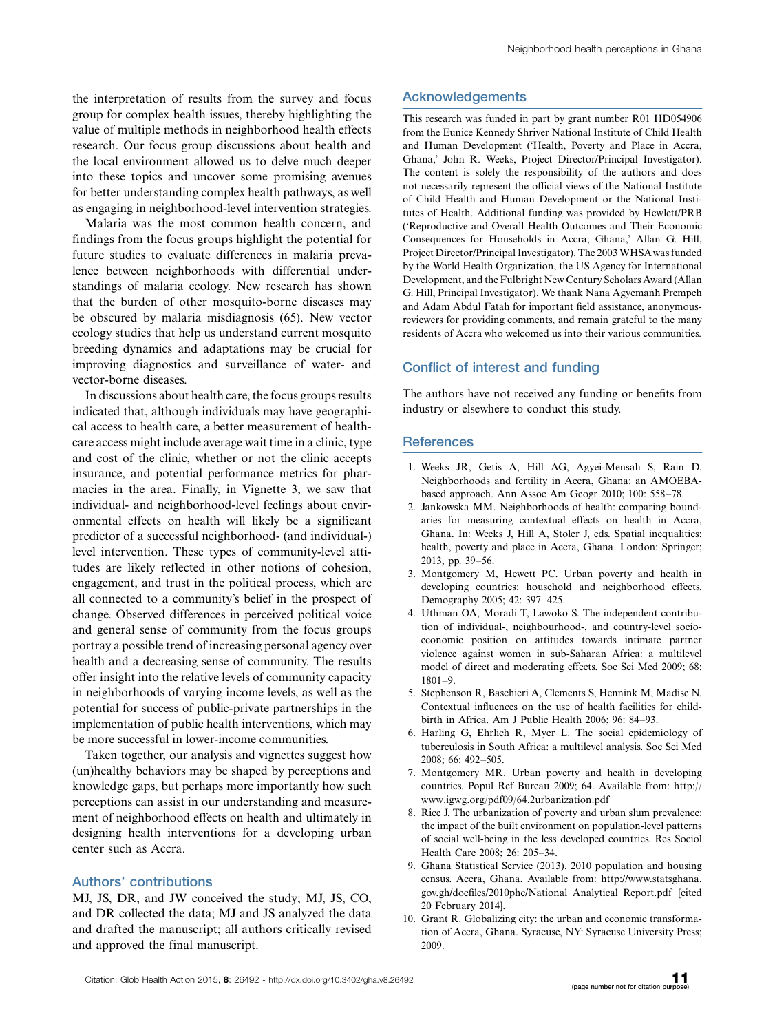the interpretation of results from the survey and focus group for complex health issues, thereby highlighting the value of multiple methods in neighborhood health effects research. Our focus group discussions about health and the local environment allowed us to delve much deeper into these topics and uncover some promising avenues for better understanding complex health pathways, as well as engaging in neighborhood-level intervention strategies.

Malaria was the most common health concern, and findings from the focus groups highlight the potential for future studies to evaluate differences in malaria prevalence between neighborhoods with differential understandings of malaria ecology. New research has shown that the burden of other mosquito-borne diseases may be obscured by malaria misdiagnosis (65). New vector ecology studies that help us understand current mosquito breeding dynamics and adaptations may be crucial for improving diagnostics and surveillance of water- and vector-borne diseases.

In discussions about health care, the focus groups results indicated that, although individuals may have geographical access to health care, a better measurement of healthcare access might include average wait time in a clinic, type and cost of the clinic, whether or not the clinic accepts insurance, and potential performance metrics for pharmacies in the area. Finally, in Vignette 3, we saw that individual- and neighborhood-level feelings about environmental effects on health will likely be a significant predictor of a successful neighborhood- (and individual-) level intervention. These types of community-level attitudes are likely reflected in other notions of cohesion, engagement, and trust in the political process, which are all connected to a community's belief in the prospect of change. Observed differences in perceived political voice and general sense of community from the focus groups portray a possible trend of increasing personal agency over health and a decreasing sense of community. The results offer insight into the relative levels of community capacity in neighborhoods of varying income levels, as well as the potential for success of public-private partnerships in the implementation of public health interventions, which may be more successful in lower-income communities.

Taken together, our analysis and vignettes suggest how (un)healthy behaviors may be shaped by perceptions and knowledge gaps, but perhaps more importantly how such perceptions can assist in our understanding and measurement of neighborhood effects on health and ultimately in designing health interventions for a developing urban center such as Accra.

## Authors' contributions

MJ, JS, DR, and JW conceived the study; MJ, JS, CO, and DR collected the data; MJ and JS analyzed the data and drafted the manuscript; all authors critically revised and approved the final manuscript.

## Acknowledgements

This research was funded in part by grant number R01 HD054906 from the Eunice Kennedy Shriver National Institute of Child Health and Human Development ('Health, Poverty and Place in Accra, Ghana,' John R. Weeks, Project Director/Principal Investigator). The content is solely the responsibility of the authors and does not necessarily represent the official views of the National Institute of Child Health and Human Development or the National Institutes of Health. Additional funding was provided by Hewlett/PRB ('Reproductive and Overall Health Outcomes and Their Economic Consequences for Households in Accra, Ghana,' Allan G. Hill, Project Director/Principal Investigator). The 2003 WHSA was funded by the World Health Organization, the US Agency for International Development, and the Fulbright New Century Scholars Award (Allan G. Hill, Principal Investigator). We thank Nana Agyemanh Prempeh and Adam Abdul Fatah for important field assistance, anonymous reviewers for providing comments, and remain grateful to the many residents of Accra who welcomed us into their various communities.

## Conflict of interest and funding

The authors have not received any funding or benefits from industry or elsewhere to conduct this study.

## References

1. Weeks JR, Getis A, Hill AG, Agyei-Mensah S, Rain D. Neighborhoods and fertility in Accra, Ghana: an AMOEBA-based approach. Ann Assoc Am Geogr 2010; 100: 558–78.
2. Jankowska MM. Neighborhoods of health: comparing boundaries for measuring contextual effects on health in Accra, Ghana. In: Weeks J, Hill A, Stoler J, eds. Spatial inequalities: health, poverty and place in Accra, Ghana. London: Springer; 2013, pp. 39–56.
3. Montgomery M, Hewett PC. Urban poverty and health in developing countries: household and neighborhood effects. Demography 2005; 42: 397–425.
4. Uthman OA, Moradi T, Lawoko S. The independent contribution of individual-, neighbourhood-, and country-level socioeconomic position on attitudes towards intimate partner violence against women in sub-Saharan Africa: a multilevel model of direct and moderating effects. Soc Sci Med 2009; 68: 1801–9.
5. Stephenson R, Baschieri A, Clements S, Hennink M, Madise N. Contextual influences on the use of health facilities for childbirth in Africa. Am J Public Health 2006; 96: 84–93.
6. Harling G, Ehrlich R, Myer L. The social epidemiology of tuberculosis in South Africa: a multilevel analysis. Soc Sci Med 2008; 66: 492–505.
7. Montgomery MR. Urban poverty and health in developing countries. Popul Ref Bureau 2009; 64. Available from: http://www.igwg.org/pdf09/64.2urbanization.pdf
8. Rice J. The urbanization of poverty and urban slum prevalence: the impact of the built environment on population-level patterns of social well-being in the less developed countries. Res Sociol Health Care 2008; 26: 205–34.
9. Ghana Statistical Service (2013). 2010 population and housing census. Accra, Ghana. Available from: http://www.statsghana.gov.gh/docfiles/2010phc/National_Analytical_Report.pdf [cited 20 February 2014].
10. Grant R. Globalizing city: the urban and economic transformation of Accra, Ghana. Syracuse, NY: Syracuse University Press; 2009.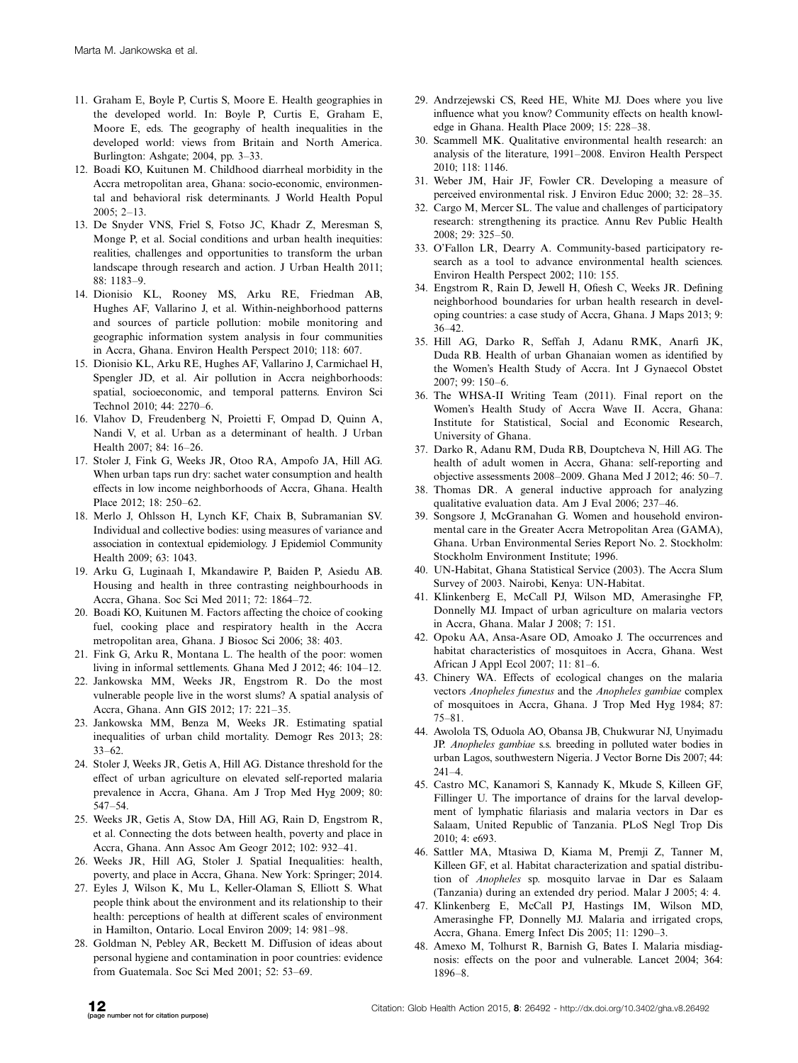11. Graham E, Boyle P, Curtis S, Moore E. Health geographies in the developed world. In: Boyle P, Curtis E, Graham E, Moore E, eds. The geography of health inequalities in the developed world: views from Britain and North America. Burlington: Ashgate; 2004, pp. 3–33.
12. Boadi KO, Kuitunen M. Childhood diarrheal morbidity in the Accra metropolitan area, Ghana: socio-economic, environmental and behavioral risk determinants. J World Health Popul 2005; 2–13.
13. De Snyder VNS, Friel S, Fotso JC, Khadr Z, Meresman S, Monge P, et al. Social conditions and urban health inequities: realities, challenges and opportunities to transform the urban landscape through research and action. J Urban Health 2011; 88: 1183–9.
14. Dionisio KL, Rooney MS, Arku RE, Friedman AB, Hughes AF, Vallarino J, et al. Within-neighborhood patterns and sources of particle pollution: mobile monitoring and geographic information system analysis in four communities in Accra, Ghana. Environ Health Perspect 2010; 118: 607.
15. Dionisio KL, Arku RE, Hughes AF, Vallarino J, Carmichael H, Spengler JD, et al. Air pollution in Accra neighborhoods: spatial, socioeconomic, and temporal patterns. Environ Sci Technol 2010; 44: 2270–6.
16. Vlahov D, Freudenberg N, Proietti F, Ompad D, Quinn A, Nandi V, et al. Urban as a determinant of health. J Urban Health 2007; 84: 16–26.
17. Stoler J, Fink G, Weeks JR, Otoo RA, Ampofo JA, Hill AG. When urban taps run dry: sachet water consumption and health effects in low income neighborhoods of Accra, Ghana. Health Place 2012; 18: 250–62.
18. Merlo J, Ohlsson H, Lynch KF, Chaix B, Subramanian SV. Individual and collective bodies: using measures of variance and association in contextual epidemiology. J Epidemiol Community Health 2009; 63: 1043.
19. Arku G, Luginaah I, Mkandawire P, Baiden P, Asiedu AB. Housing and health in three contrasting neighbourhoods in Accra, Ghana. Soc Sci Med 2011; 72: 1864–72.
20. Boadi KO, Kuitunen M. Factors affecting the choice of cooking fuel, cooking place and respiratory health in the Accra metropolitan area, Ghana. J Biosoc Sci 2006; 38: 403.
21. Fink G, Arku R, Montana L. The health of the poor: women living in informal settlements. Ghana Med J 2012; 46: 104–12.
22. Jankowska MM, Weeks JR, Engstrom R. Do the most vulnerable people live in the worst slums? A spatial analysis of Accra, Ghana. Ann GIS 2012; 17: 221–35.
23. Jankowska MM, Benza M, Weeks JR. Estimating spatial inequalities of urban child mortality. Demogr Res 2013; 28: 33–62.
24. Stoler J, Weeks JR, Getis A, Hill AG. Distance threshold for the effect of urban agriculture on elevated self-reported malaria prevalence in Accra, Ghana. Am J Trop Med Hyg 2009; 80: 547–54.
25. Weeks JR, Getis A, Stow DA, Hill AG, Rain D, Engstrom R, et al. Connecting the dots between health, poverty and place in Accra, Ghana. Ann Assoc Am Geogr 2012; 102: 932–41.
26. Weeks JR, Hill AG, Stoler J. Spatial Inequalities: health, poverty, and place in Accra, Ghana. New York: Springer; 2014.
27. Eyles J, Wilson K, Mu L, Keller-Olaman S, Elliott S. What people think about the environment and its relationship to their health: perceptions of health at different scales of environment in Hamilton, Ontario. Local Environ 2009; 14: 981–98.
28. Goldman N, Pebley AR, Beckett M. Diffusion of ideas about personal hygiene and contamination in poor countries: evidence from Guatemala. Soc Sci Med 2001; 52: 53–69.
29. Andrzejewski CS, Reed HE, White MJ. Does where you live influence what you know? Community effects on health knowledge in Ghana. Health Place 2009; 15: 228–38.
30. Scammell MK. Qualitative environmental health research: an analysis of the literature, 1991–2008. Environ Health Perspect 2010; 118: 1146.
31. Weber JM, Hair JF, Fowler CR. Developing a measure of perceived environmental risk. J Environ Educ 2000; 32: 28–35.
32. Cargo M, Mercer SL. The value and challenges of participatory research: strengthening its practice. Annu Rev Public Health 2008; 29: 325–50.
33. O'Fallon LR, Dearry A. Community-based participatory research as a tool to advance environmental health sciences. Environ Health Perspect 2002; 110: 155.
34. Engstrom R, Rain D, Jewell H, Ofiesh C, Weeks JR. Defining neighborhood boundaries for urban health research in developing countries: a case study of Accra, Ghana. J Maps 2013; 9: 36–42.
35. Hill AG, Darko R, Seffah J, Adanu RMK, Anarfi JK, Duda RB. Health of urban Ghanaian women as identified by the Women's Health Study of Accra. Int J Gynaecol Obstet 2007; 99: 150–6.
36. The WHSA-II Writing Team (2011). Final report on the Women's Health Study of Accra Wave II. Accra, Ghana: Institute for Statistical, Social and Economic Research, University of Ghana.
37. Darko R, Adanu RM, Duda RB, Douptcheva N, Hill AG. The health of adult women in Accra, Ghana: self-reporting and objective assessments 2008–2009. Ghana Med J 2012; 46: 50–7.
38. Thomas DR. A general inductive approach for analyzing qualitative evaluation data. Am J Eval 2006; 237–46.
39. Songsore J, McGranahan G. Women and household environmental care in the Greater Accra Metropolitan Area (GAMA), Ghana. Urban Environmental Series Report No. 2. Stockholm: Stockholm Environment Institute; 1996.
40. UN-Habitat, Ghana Statistical Service (2003). The Accra Slum Survey of 2003. Nairobi, Kenya: UN-Habitat.
41. Klinkenberg E, McCall PJ, Wilson MD, Amerasinghe FP, Donnelly MJ. Impact of urban agriculture on malaria vectors in Accra, Ghana. Malar J 2008; 7: 151.
42. Opoku AA, Ansa-Asare OD, Amoako J. The occurrences and habitat characteristics of mosquitoes in Accra, Ghana. West African J Appl Ecol 2007; 11: 81–6.
43. Chinery WA. Effects of ecological changes on the malaria vectors *Anopheles funestus* and the *Anopheles gambiae* complex of mosquitoes in Accra, Ghana. J Trop Med Hyg 1984; 87: 75–81.
44. Awolola TS, Oduola AO, Obansa JB, Chukwurar NJ, Unyimadu JP. *Anopheles gambiae* s.s. breeding in polluted water bodies in urban Lagos, southwestern Nigeria. J Vector Borne Dis 2007; 44: 241–4.
45. Castro MC, Kanamori S, Kannady K, Mkude S, Killeen GF, Fillinger U. The importance of drains for the larval development of lymphatic filariasis and malaria vectors in Dar es Salaam, United Republic of Tanzania. PLoS Negl Trop Dis 2010; 4: e693.
46. Sattler MA, Mtasiwa D, Kiama M, Premji Z, Tanner M, Killeen GF, et al. Habitat characterization and spatial distribution of *Anopheles* sp. mosquito larvae in Dar es Salaam (Tanzania) during an extended dry period. Malar J 2005; 4: 4.
47. Klinkenberg E, McCall PJ, Hastings IM, Wilson MD, Amerasinghe FP, Donnelly MJ. Malaria and irrigated crops, Accra, Ghana. Emerg Infect Dis 2005; 11: 1290–3.
48. Amexo M, Tolhurst R, Barnish G, Bates I. Malaria misdiagnosis: effects on the poor and vulnerable. Lancet 2004; 364: 1896–8.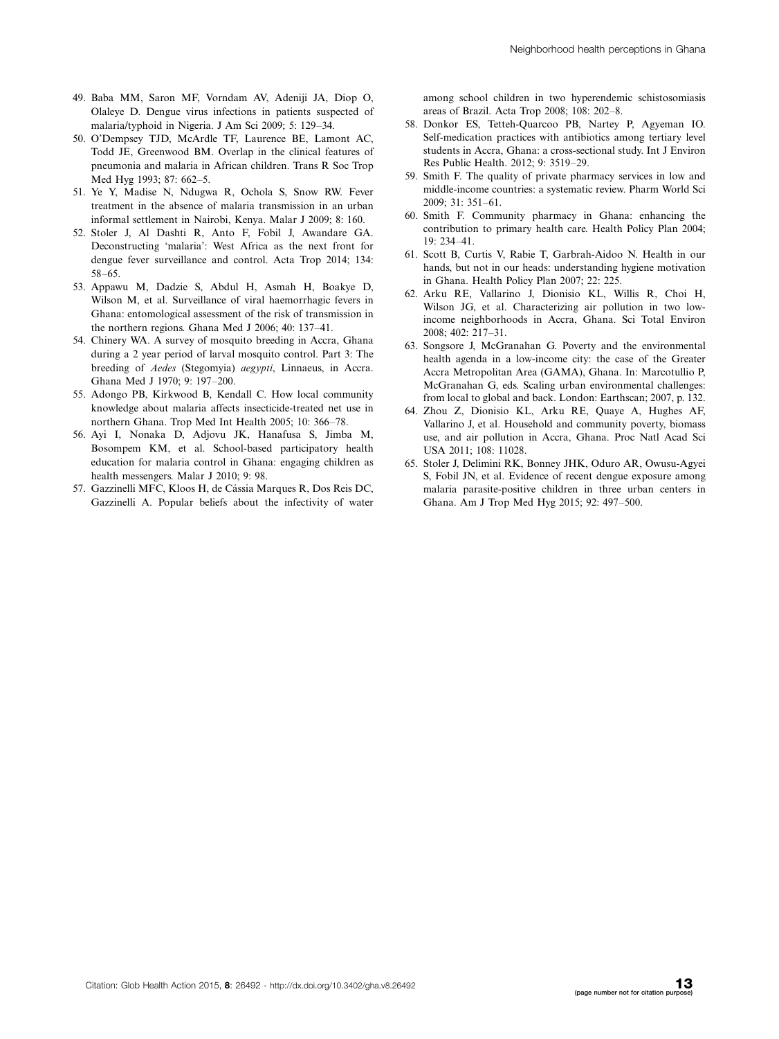49. Baba MM, Saron MF, Vorndam AV, Adeniji JA, Diop O, Olaleye D. Dengue virus infections in patients suspected of malaria/typhoid in Nigeria. J Am Sci 2009; 5: 129–34.
50. O'Dempsey TJD, McArdle TF, Laurence BE, Lamont AC, Todd JE, Greenwood BM. Overlap in the clinical features of pneumonia and malaria in African children. Trans R Soc Trop Med Hyg 1993; 87: 662–5.
51. Ye Y, Madise N, Ndugwa R, Ochola S, Snow RW. Fever treatment in the absence of malaria transmission in an urban informal settlement in Nairobi, Kenya. Malar J 2009; 8: 160.
52. Stoler J, Al Dashti R, Anto F, Fobil J, Awandare GA. Deconstructing 'malaria': West Africa as the next front for dengue fever surveillance and control. Acta Trop 2014; 134: 58–65.
53. Appawu M, Dadzie S, Abdul H, Asmah H, Boakye D, Wilson M, et al. Surveillance of viral haemorrhagic fevers in Ghana: entomological assessment of the risk of transmission in the northern regions. Ghana Med J 2006; 40: 137–41.
54. Chinery WA. A survey of mosquito breeding in Accra, Ghana during a 2 year period of larval mosquito control. Part 3: The breeding of *Aedes* (Stegomyia) *aegypti*, Linnaeus, in Accra. Ghana Med J 1970; 9: 197–200.
55. Adongo PB, Kirkwood B, Kendall C. How local community knowledge about malaria affects insecticide-treated net use in northern Ghana. Trop Med Int Health 2005; 10: 366–78.
56. Ayi I, Nonaka D, Adjovu JK, Hanafusa S, Jimba M, Bosompem KM, et al. School-based participatory health education for malaria control in Ghana: engaging children as health messengers. Malar J 2010; 9: 98.
57. Gazzinelli MFC, Kloos H, de Cássia Marques R, Dos Reis DC, Gazzinelli A. Popular beliefs about the infectivity of water among school children in two hyperendemic schistosomiasis areas of Brazil. Acta Trop 2008; 108: 202–8.
58. Donkor ES, Tetteh-Quarcoo PB, Nartey P, Agyeman IO. Self-medication practices with antibiotics among tertiary level students in Accra, Ghana: a cross-sectional study. Int J Environ Res Public Health. 2012; 9: 3519–29.
59. Smith F. The quality of private pharmacy services in low and middle-income countries: a systematic review. Pharm World Sci 2009; 31: 351–61.
60. Smith F. Community pharmacy in Ghana: enhancing the contribution to primary health care. Health Policy Plan 2004; 19: 234–41.
61. Scott B, Curtis V, Rabie T, Garbrah-Aidoo N. Health in our hands, but not in our heads: understanding hygiene motivation in Ghana. Health Policy Plan 2007; 22: 225.
62. Arku RE, Vallarino J, Dionisio KL, Willis R, Choi H, Wilson JG, et al. Characterizing air pollution in two low-income neighborhoods in Accra, Ghana. Sci Total Environ 2008; 402: 217–31.
63. Songsore J, McGranahan G. Poverty and the environmental health agenda in a low-income city: the case of the Greater Accra Metropolitan Area (GAMA), Ghana. In: Marcotullio P, McGranahan G, eds. Scaling urban environmental challenges: from local to global and back. London: Earthscan; 2007, p. 132.
64. Zhou Z, Dionisio KL, Arku RE, Quaye A, Hughes AF, Vallarino J, et al. Household and community poverty, biomass use, and air pollution in Accra, Ghana. Proc Natl Acad Sci USA 2011; 108: 11028.
65. Stoler J, Delimini RK, Bonney JHK, Oduro AR, Owusu-Agyei S, Fobil JN, et al. Evidence of recent dengue exposure among malaria parasite-positive children in three urban centers in Ghana. Am J Trop Med Hyg 2015; 92: 497–500.